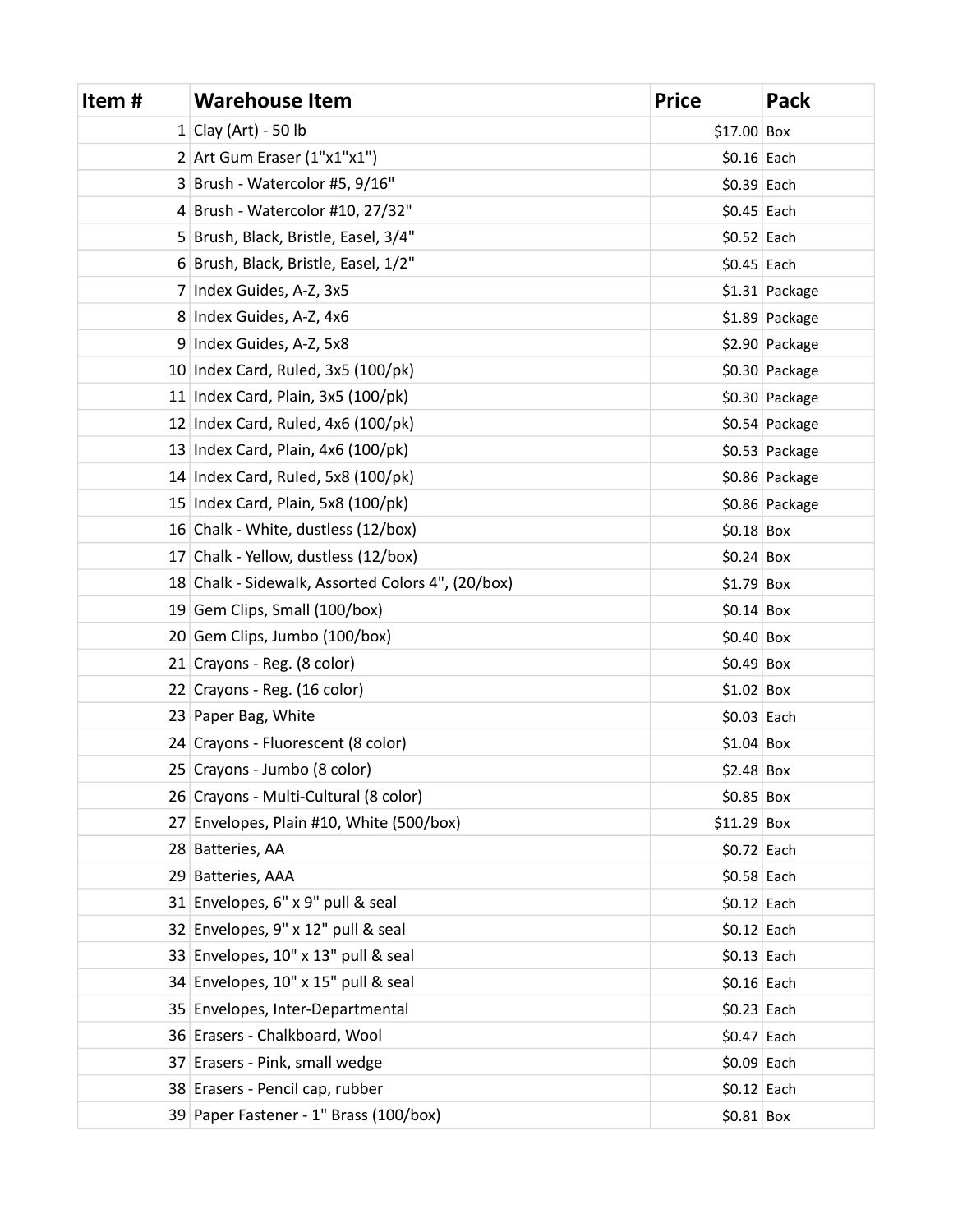| Item # | Warehouse Item | Price | Pack |
|---|---|---|---|
| 1 | Clay (Art) - 50 lb | $17.00 | Box |
| 2 | Art Gum Eraser (1"x1"x1") | $0.16 | Each |
| 3 | Brush - Watercolor #5, 9/16" | $0.39 | Each |
| 4 | Brush - Watercolor #10, 27/32" | $0.45 | Each |
| 5 | Brush, Black, Bristle, Easel, 3/4" | $0.52 | Each |
| 6 | Brush, Black, Bristle, Easel, 1/2" | $0.45 | Each |
| 7 | Index Guides, A-Z, 3x5 | $1.31 | Package |
| 8 | Index Guides, A-Z, 4x6 | $1.89 | Package |
| 9 | Index Guides, A-Z, 5x8 | $2.90 | Package |
| 10 | Index Card, Ruled, 3x5 (100/pk) | $0.30 | Package |
| 11 | Index Card, Plain, 3x5 (100/pk) | $0.30 | Package |
| 12 | Index Card, Ruled, 4x6 (100/pk) | $0.54 | Package |
| 13 | Index Card, Plain, 4x6 (100/pk) | $0.53 | Package |
| 14 | Index Card, Ruled, 5x8 (100/pk) | $0.86 | Package |
| 15 | Index Card, Plain, 5x8 (100/pk) | $0.86 | Package |
| 16 | Chalk - White, dustless (12/box) | $0.18 | Box |
| 17 | Chalk - Yellow, dustless (12/box) | $0.24 | Box |
| 18 | Chalk - Sidewalk, Assorted Colors 4", (20/box) | $1.79 | Box |
| 19 | Gem Clips, Small (100/box) | $0.14 | Box |
| 20 | Gem Clips, Jumbo (100/box) | $0.40 | Box |
| 21 | Crayons - Reg. (8 color) | $0.49 | Box |
| 22 | Crayons - Reg. (16 color) | $1.02 | Box |
| 23 | Paper Bag, White | $0.03 | Each |
| 24 | Crayons - Fluorescent (8 color) | $1.04 | Box |
| 25 | Crayons - Jumbo (8 color) | $2.48 | Box |
| 26 | Crayons - Multi-Cultural (8 color) | $0.85 | Box |
| 27 | Envelopes, Plain #10, White (500/box) | $11.29 | Box |
| 28 | Batteries, AA | $0.72 | Each |
| 29 | Batteries, AAA | $0.58 | Each |
| 31 | Envelopes, 6" x 9" pull & seal | $0.12 | Each |
| 32 | Envelopes, 9" x 12" pull & seal | $0.12 | Each |
| 33 | Envelopes, 10" x 13" pull & seal | $0.13 | Each |
| 34 | Envelopes, 10" x 15" pull & seal | $0.16 | Each |
| 35 | Envelopes, Inter-Departmental | $0.23 | Each |
| 36 | Erasers - Chalkboard, Wool | $0.47 | Each |
| 37 | Erasers - Pink, small wedge | $0.09 | Each |
| 38 | Erasers - Pencil cap, rubber | $0.12 | Each |
| 39 | Paper Fastener - 1" Brass (100/box) | $0.81 | Box |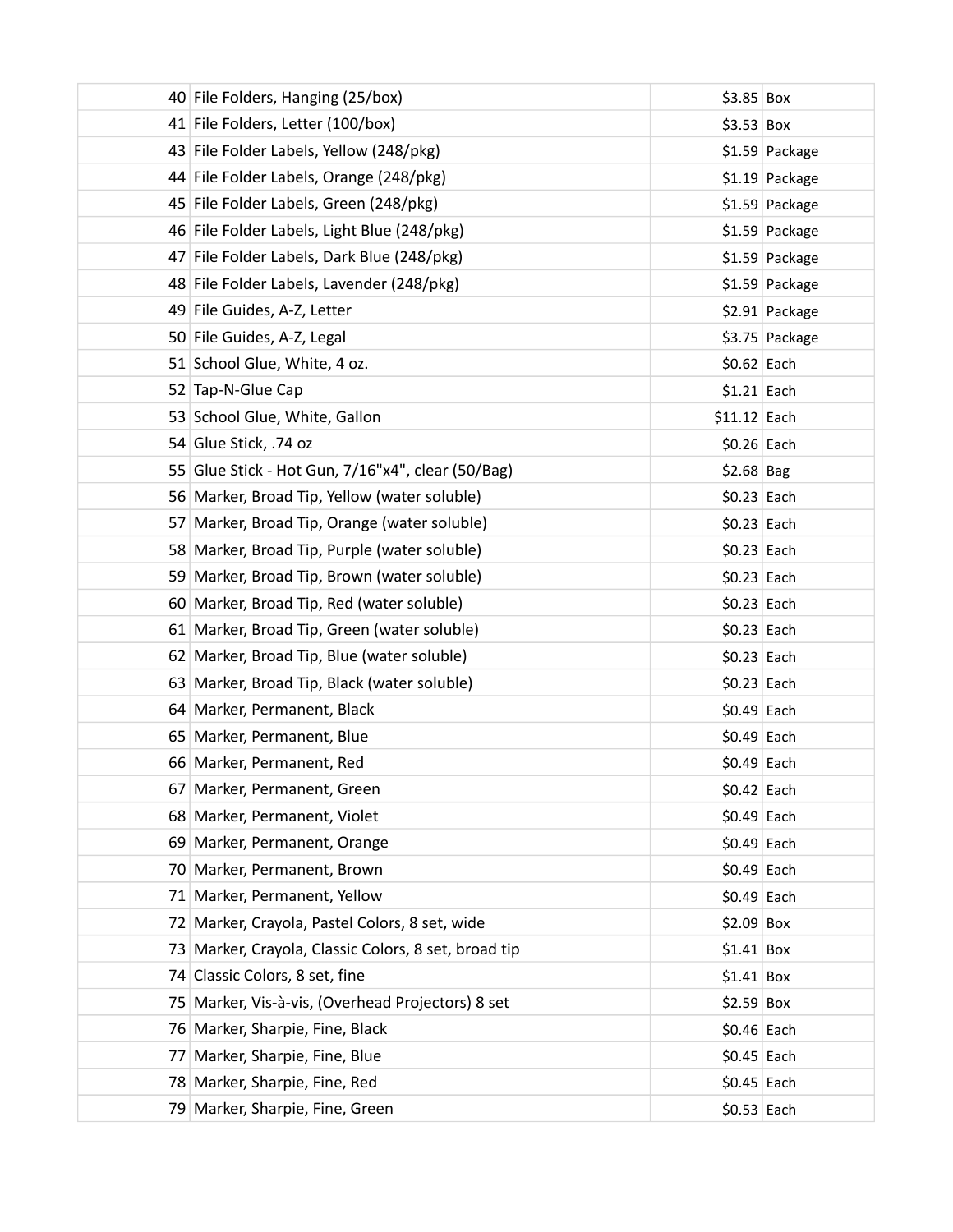| | | | |
|---|---|---|---|
| 40 | File Folders, Hanging (25/box) | $3.85 | Box |
| 41 | File Folders, Letter (100/box) | $3.53 | Box |
| 43 | File Folder Labels, Yellow (248/pkg) | $1.59 | Package |
| 44 | File Folder Labels, Orange (248/pkg) | $1.19 | Package |
| 45 | File Folder Labels, Green (248/pkg) | $1.59 | Package |
| 46 | File Folder Labels, Light Blue (248/pkg) | $1.59 | Package |
| 47 | File Folder Labels, Dark Blue (248/pkg) | $1.59 | Package |
| 48 | File Folder Labels, Lavender (248/pkg) | $1.59 | Package |
| 49 | File Guides, A-Z, Letter | $2.91 | Package |
| 50 | File Guides, A-Z, Legal | $3.75 | Package |
| 51 | School Glue, White, 4 oz. | $0.62 | Each |
| 52 | Tap-N-Glue Cap | $1.21 | Each |
| 53 | School Glue, White, Gallon | $11.12 | Each |
| 54 | Glue Stick, .74 oz | $0.26 | Each |
| 55 | Glue Stick - Hot Gun, 7/16"x4", clear (50/Bag) | $2.68 | Bag |
| 56 | Marker, Broad Tip, Yellow (water soluble) | $0.23 | Each |
| 57 | Marker, Broad Tip, Orange (water soluble) | $0.23 | Each |
| 58 | Marker, Broad Tip, Purple (water soluble) | $0.23 | Each |
| 59 | Marker, Broad Tip, Brown (water soluble) | $0.23 | Each |
| 60 | Marker, Broad Tip, Red (water soluble) | $0.23 | Each |
| 61 | Marker, Broad Tip, Green (water soluble) | $0.23 | Each |
| 62 | Marker, Broad Tip, Blue (water soluble) | $0.23 | Each |
| 63 | Marker, Broad Tip, Black (water soluble) | $0.23 | Each |
| 64 | Marker, Permanent, Black | $0.49 | Each |
| 65 | Marker, Permanent, Blue | $0.49 | Each |
| 66 | Marker, Permanent, Red | $0.49 | Each |
| 67 | Marker, Permanent, Green | $0.42 | Each |
| 68 | Marker, Permanent, Violet | $0.49 | Each |
| 69 | Marker, Permanent, Orange | $0.49 | Each |
| 70 | Marker, Permanent, Brown | $0.49 | Each |
| 71 | Marker, Permanent, Yellow | $0.49 | Each |
| 72 | Marker, Crayola, Pastel Colors, 8 set, wide | $2.09 | Box |
| 73 | Marker, Crayola, Classic Colors, 8 set, broad tip | $1.41 | Box |
| 74 | Classic Colors, 8 set, fine | $1.41 | Box |
| 75 | Marker, Vis-à-vis, (Overhead Projectors) 8 set | $2.59 | Box |
| 76 | Marker, Sharpie, Fine, Black | $0.46 | Each |
| 77 | Marker, Sharpie, Fine, Blue | $0.45 | Each |
| 78 | Marker, Sharpie, Fine, Red | $0.45 | Each |
| 79 | Marker, Sharpie, Fine, Green | $0.53 | Each |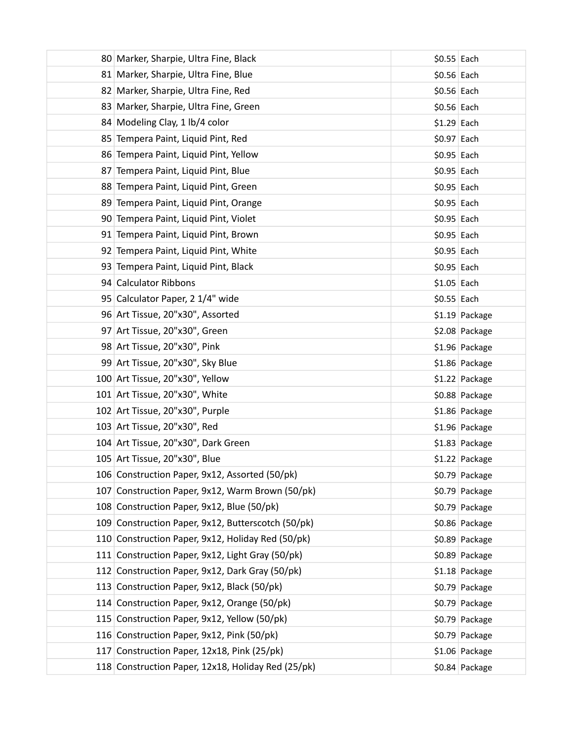| | | | |
|---|---|---|---|
| 80 | Marker, Sharpie, Ultra Fine, Black | $0.55 | Each |
| 81 | Marker, Sharpie, Ultra Fine, Blue | $0.56 | Each |
| 82 | Marker, Sharpie, Ultra Fine, Red | $0.56 | Each |
| 83 | Marker, Sharpie, Ultra Fine, Green | $0.56 | Each |
| 84 | Modeling Clay, 1 lb/4 color | $1.29 | Each |
| 85 | Tempera Paint, Liquid Pint, Red | $0.97 | Each |
| 86 | Tempera Paint, Liquid Pint, Yellow | $0.95 | Each |
| 87 | Tempera Paint, Liquid Pint, Blue | $0.95 | Each |
| 88 | Tempera Paint, Liquid Pint, Green | $0.95 | Each |
| 89 | Tempera Paint, Liquid Pint, Orange | $0.95 | Each |
| 90 | Tempera Paint, Liquid Pint, Violet | $0.95 | Each |
| 91 | Tempera Paint, Liquid Pint, Brown | $0.95 | Each |
| 92 | Tempera Paint, Liquid Pint, White | $0.95 | Each |
| 93 | Tempera Paint, Liquid Pint, Black | $0.95 | Each |
| 94 | Calculator Ribbons | $1.05 | Each |
| 95 | Calculator Paper, 2 1/4" wide | $0.55 | Each |
| 96 | Art Tissue, 20"x30", Assorted | $1.19 | Package |
| 97 | Art Tissue, 20"x30", Green | $2.08 | Package |
| 98 | Art Tissue, 20"x30", Pink | $1.96 | Package |
| 99 | Art Tissue, 20"x30", Sky Blue | $1.86 | Package |
| 100 | Art Tissue, 20"x30", Yellow | $1.22 | Package |
| 101 | Art Tissue, 20"x30", White | $0.88 | Package |
| 102 | Art Tissue, 20"x30", Purple | $1.86 | Package |
| 103 | Art Tissue, 20"x30", Red | $1.96 | Package |
| 104 | Art Tissue, 20"x30", Dark Green | $1.83 | Package |
| 105 | Art Tissue, 20"x30", Blue | $1.22 | Package |
| 106 | Construction Paper, 9x12, Assorted (50/pk) | $0.79 | Package |
| 107 | Construction Paper, 9x12, Warm Brown (50/pk) | $0.79 | Package |
| 108 | Construction Paper, 9x12, Blue (50/pk) | $0.79 | Package |
| 109 | Construction Paper, 9x12, Butterscotch (50/pk) | $0.86 | Package |
| 110 | Construction Paper, 9x12, Holiday Red (50/pk) | $0.89 | Package |
| 111 | Construction Paper, 9x12, Light Gray (50/pk) | $0.89 | Package |
| 112 | Construction Paper, 9x12, Dark Gray (50/pk) | $1.18 | Package |
| 113 | Construction Paper, 9x12, Black (50/pk) | $0.79 | Package |
| 114 | Construction Paper, 9x12, Orange (50/pk) | $0.79 | Package |
| 115 | Construction Paper, 9x12, Yellow (50/pk) | $0.79 | Package |
| 116 | Construction Paper, 9x12, Pink (50/pk) | $0.79 | Package |
| 117 | Construction Paper, 12x18, Pink (25/pk) | $1.06 | Package |
| 118 | Construction Paper, 12x18, Holiday Red (25/pk) | $0.84 | Package |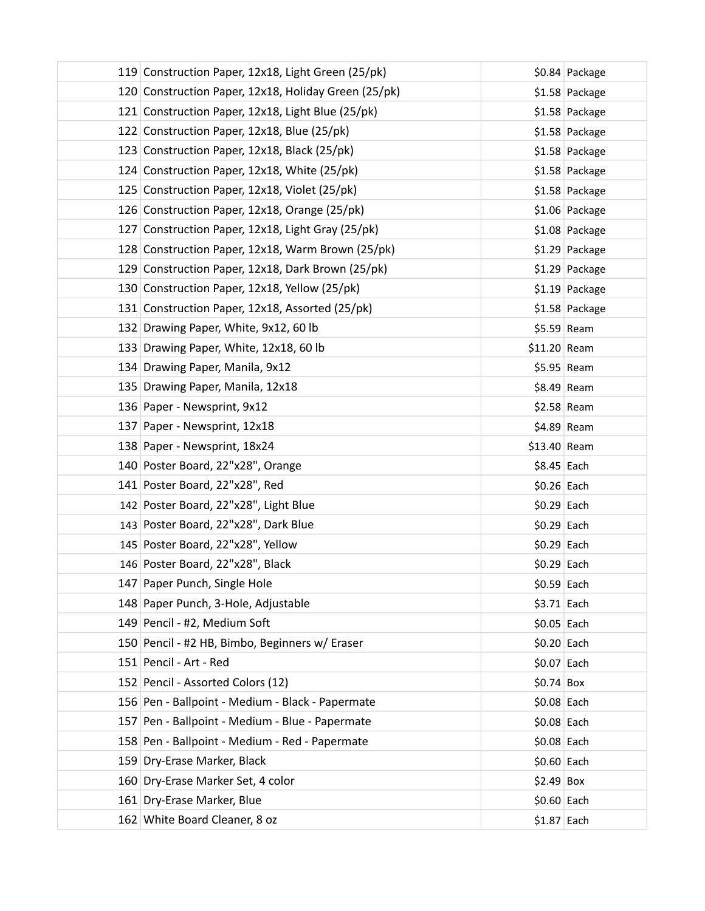| | | | |
|---|---|---|---|
| 119 | Construction Paper, 12x18, Light Green (25/pk) | $0.84 | Package |
| 120 | Construction Paper, 12x18, Holiday Green (25/pk) | $1.58 | Package |
| 121 | Construction Paper, 12x18, Light Blue (25/pk) | $1.58 | Package |
| 122 | Construction Paper, 12x18, Blue (25/pk) | $1.58 | Package |
| 123 | Construction Paper, 12x18, Black (25/pk) | $1.58 | Package |
| 124 | Construction Paper, 12x18, White (25/pk) | $1.58 | Package |
| 125 | Construction Paper, 12x18, Violet (25/pk) | $1.58 | Package |
| 126 | Construction Paper, 12x18, Orange (25/pk) | $1.06 | Package |
| 127 | Construction Paper, 12x18, Light Gray (25/pk) | $1.08 | Package |
| 128 | Construction Paper, 12x18, Warm Brown (25/pk) | $1.29 | Package |
| 129 | Construction Paper, 12x18, Dark Brown (25/pk) | $1.29 | Package |
| 130 | Construction Paper, 12x18, Yellow (25/pk) | $1.19 | Package |
| 131 | Construction Paper, 12x18, Assorted (25/pk) | $1.58 | Package |
| 132 | Drawing Paper, White, 9x12, 60 lb | $5.59 | Ream |
| 133 | Drawing Paper, White, 12x18, 60 lb | $11.20 | Ream |
| 134 | Drawing Paper, Manila, 9x12 | $5.95 | Ream |
| 135 | Drawing Paper, Manila, 12x18 | $8.49 | Ream |
| 136 | Paper - Newsprint, 9x12 | $2.58 | Ream |
| 137 | Paper - Newsprint, 12x18 | $4.89 | Ream |
| 138 | Paper - Newsprint, 18x24 | $13.40 | Ream |
| 140 | Poster Board, 22"x28", Orange | $8.45 | Each |
| 141 | Poster Board, 22"x28", Red | $0.26 | Each |
| 142 | Poster Board, 22"x28", Light Blue | $0.29 | Each |
| 143 | Poster Board, 22"x28", Dark Blue | $0.29 | Each |
| 145 | Poster Board, 22"x28", Yellow | $0.29 | Each |
| 146 | Poster Board, 22"x28", Black | $0.29 | Each |
| 147 | Paper Punch, Single Hole | $0.59 | Each |
| 148 | Paper Punch, 3-Hole, Adjustable | $3.71 | Each |
| 149 | Pencil - #2, Medium Soft | $0.05 | Each |
| 150 | Pencil - #2 HB, Bimbo, Beginners w/ Eraser | $0.20 | Each |
| 151 | Pencil - Art - Red | $0.07 | Each |
| 152 | Pencil - Assorted Colors (12) | $0.74 | Box |
| 156 | Pen - Ballpoint - Medium - Black - Papermate | $0.08 | Each |
| 157 | Pen - Ballpoint - Medium - Blue - Papermate | $0.08 | Each |
| 158 | Pen - Ballpoint - Medium - Red - Papermate | $0.08 | Each |
| 159 | Dry-Erase Marker, Black | $0.60 | Each |
| 160 | Dry-Erase Marker Set, 4 color | $2.49 | Box |
| 161 | Dry-Erase Marker, Blue | $0.60 | Each |
| 162 | White Board Cleaner, 8 oz | $1.87 | Each |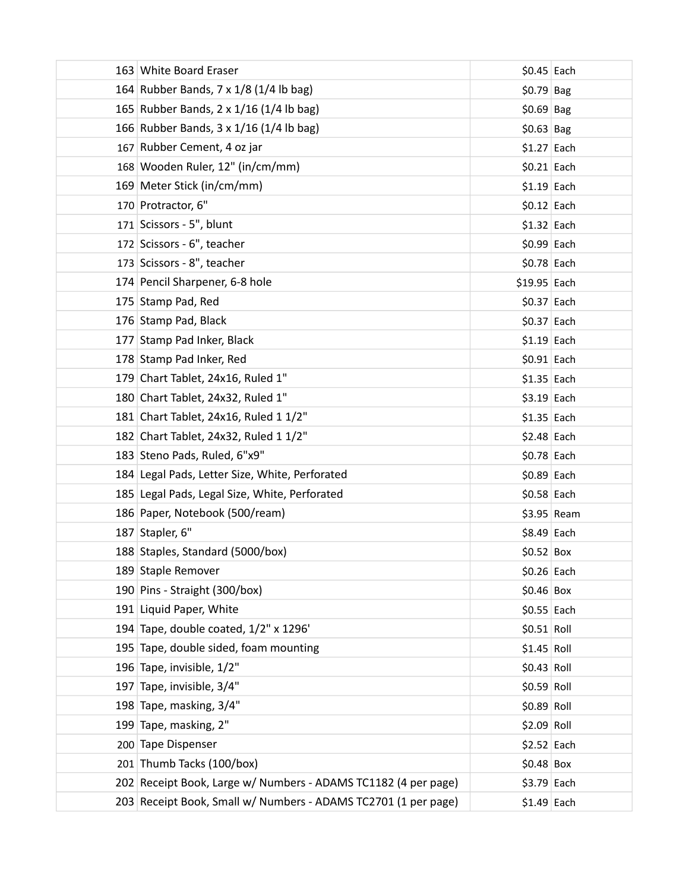| | | | | |
|---|---|---|---|---|
| | 163 | White Board Eraser | $0.45 | Each |
| | 164 | Rubber Bands, 7 x 1/8 (1/4 lb bag) | $0.79 | Bag |
| | 165 | Rubber Bands, 2 x 1/16 (1/4 lb bag) | $0.69 | Bag |
| | 166 | Rubber Bands, 3 x 1/16 (1/4 lb bag) | $0.63 | Bag |
| | 167 | Rubber Cement, 4 oz jar | $1.27 | Each |
| | 168 | Wooden Ruler, 12" (in/cm/mm) | $0.21 | Each |
| | 169 | Meter Stick (in/cm/mm) | $1.19 | Each |
| | 170 | Protractor, 6" | $0.12 | Each |
| | 171 | Scissors - 5", blunt | $1.32 | Each |
| | 172 | Scissors - 6", teacher | $0.99 | Each |
| | 173 | Scissors - 8", teacher | $0.78 | Each |
| | 174 | Pencil Sharpener, 6-8 hole | $19.95 | Each |
| | 175 | Stamp Pad, Red | $0.37 | Each |
| | 176 | Stamp Pad, Black | $0.37 | Each |
| | 177 | Stamp Pad Inker, Black | $1.19 | Each |
| | 178 | Stamp Pad Inker, Red | $0.91 | Each |
| | 179 | Chart Tablet, 24x16, Ruled 1" | $1.35 | Each |
| | 180 | Chart Tablet, 24x32, Ruled 1" | $3.19 | Each |
| | 181 | Chart Tablet, 24x16, Ruled 1 1/2" | $1.35 | Each |
| | 182 | Chart Tablet, 24x32, Ruled 1 1/2" | $2.48 | Each |
| | 183 | Steno Pads, Ruled, 6"x9" | $0.78 | Each |
| | 184 | Legal Pads, Letter Size, White, Perforated | $0.89 | Each |
| | 185 | Legal Pads, Legal Size, White, Perforated | $0.58 | Each |
| | 186 | Paper, Notebook (500/ream) | $3.95 | Ream |
| | 187 | Stapler, 6" | $8.49 | Each |
| | 188 | Staples, Standard (5000/box) | $0.52 | Box |
| | 189 | Staple Remover | $0.26 | Each |
| | 190 | Pins - Straight (300/box) | $0.46 | Box |
| | 191 | Liquid Paper, White | $0.55 | Each |
| | 194 | Tape, double coated, 1/2" x 1296' | $0.51 | Roll |
| | 195 | Tape, double sided, foam mounting | $1.45 | Roll |
| | 196 | Tape, invisible, 1/2" | $0.43 | Roll |
| | 197 | Tape, invisible, 3/4" | $0.59 | Roll |
| | 198 | Tape, masking, 3/4" | $0.89 | Roll |
| | 199 | Tape, masking, 2" | $2.09 | Roll |
| | 200 | Tape Dispenser | $2.52 | Each |
| | 201 | Thumb Tacks (100/box) | $0.48 | Box |
| | 202 | Receipt Book, Large w/ Numbers - ADAMS TC1182 (4 per page) | $3.79 | Each |
| | 203 | Receipt Book, Small w/ Numbers - ADAMS TC2701 (1 per page) | $1.49 | Each |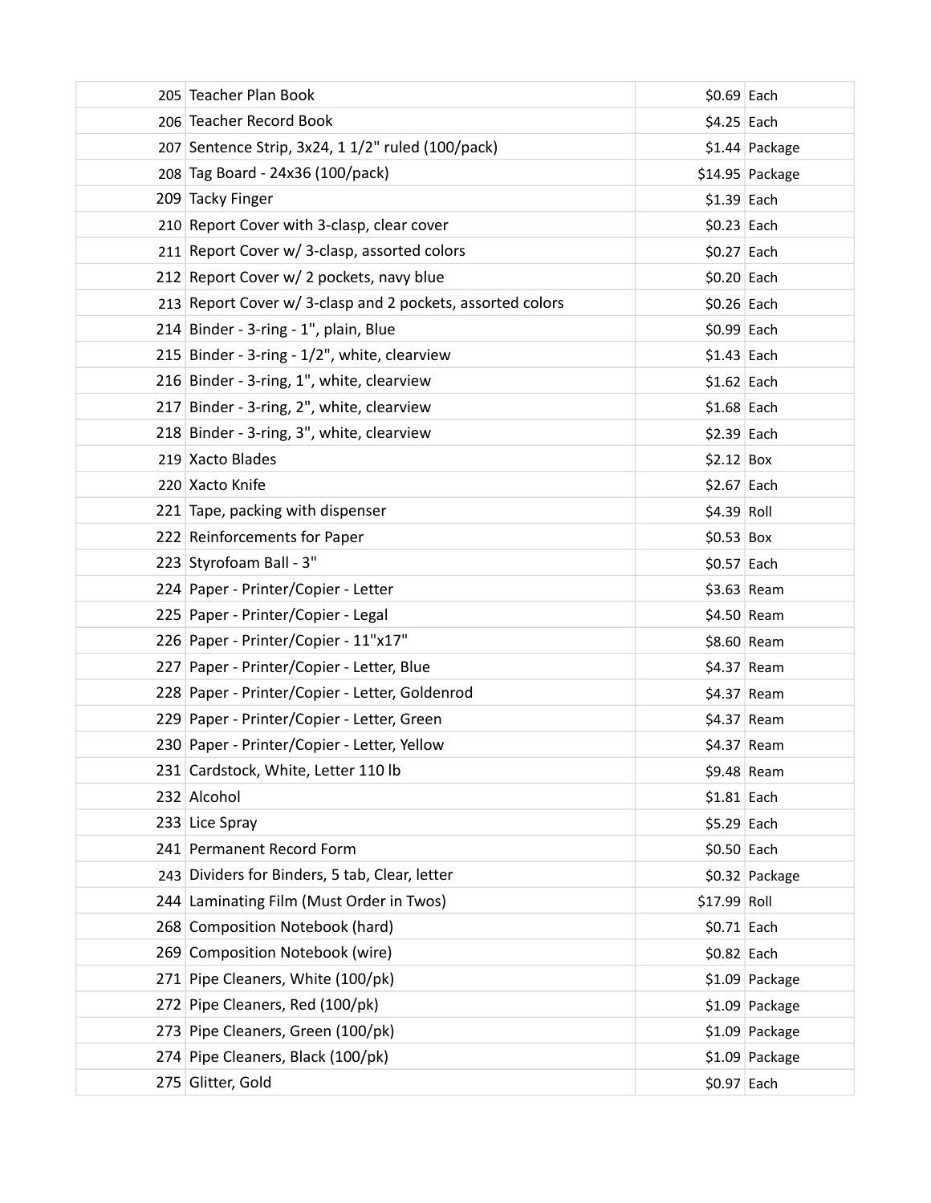| | | | |
|---|---|---|---|
| 205 | Teacher Plan Book | $0.69 | Each |
| 206 | Teacher Record Book | $4.25 | Each |
| 207 | Sentence Strip, 3x24, 1 1/2" ruled (100/pack) | $1.44 | Package |
| 208 | Tag Board - 24x36 (100/pack) | $14.95 | Package |
| 209 | Tacky Finger | $1.39 | Each |
| 210 | Report Cover with 3-clasp, clear cover | $0.23 | Each |
| 211 | Report Cover w/ 3-clasp, assorted colors | $0.27 | Each |
| 212 | Report Cover w/ 2 pockets, navy blue | $0.20 | Each |
| 213 | Report Cover w/ 3-clasp and 2 pockets, assorted colors | $0.26 | Each |
| 214 | Binder - 3-ring - 1", plain, Blue | $0.99 | Each |
| 215 | Binder - 3-ring - 1/2", white, clearview | $1.43 | Each |
| 216 | Binder - 3-ring, 1", white, clearview | $1.62 | Each |
| 217 | Binder - 3-ring, 2", white, clearview | $1.68 | Each |
| 218 | Binder - 3-ring, 3", white, clearview | $2.39 | Each |
| 219 | Xacto Blades | $2.12 | Box |
| 220 | Xacto Knife | $2.67 | Each |
| 221 | Tape, packing with dispenser | $4.39 | Roll |
| 222 | Reinforcements for Paper | $0.53 | Box |
| 223 | Styrofoam Ball - 3" | $0.57 | Each |
| 224 | Paper - Printer/Copier - Letter | $3.63 | Ream |
| 225 | Paper - Printer/Copier - Legal | $4.50 | Ream |
| 226 | Paper - Printer/Copier - 11"x17" | $8.60 | Ream |
| 227 | Paper - Printer/Copier - Letter, Blue | $4.37 | Ream |
| 228 | Paper - Printer/Copier - Letter, Goldenrod | $4.37 | Ream |
| 229 | Paper - Printer/Copier - Letter, Green | $4.37 | Ream |
| 230 | Paper - Printer/Copier - Letter, Yellow | $4.37 | Ream |
| 231 | Cardstock, White, Letter 110 lb | $9.48 | Ream |
| 232 | Alcohol | $1.81 | Each |
| 233 | Lice Spray | $5.29 | Each |
| 241 | Permanent Record Form | $0.50 | Each |
| 243 | Dividers for Binders, 5 tab, Clear, letter | $0.32 | Package |
| 244 | Laminating Film (Must Order in Twos) | $17.99 | Roll |
| 268 | Composition Notebook (hard) | $0.71 | Each |
| 269 | Composition Notebook (wire) | $0.82 | Each |
| 271 | Pipe Cleaners, White (100/pk) | $1.09 | Package |
| 272 | Pipe Cleaners, Red (100/pk) | $1.09 | Package |
| 273 | Pipe Cleaners, Green (100/pk) | $1.09 | Package |
| 274 | Pipe Cleaners, Black (100/pk) | $1.09 | Package |
| 275 | Glitter, Gold | $0.97 | Each |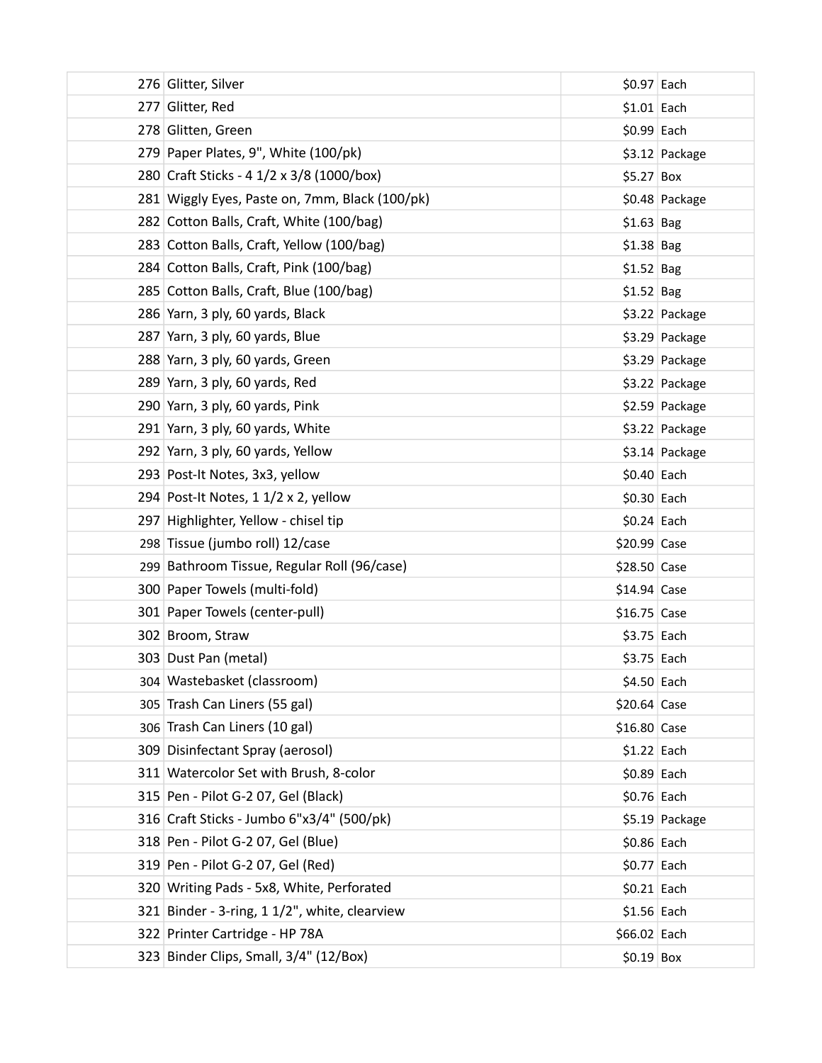| | | | |
|---|---|---|---|
| 276 | Glitter, Silver | $0.97 | Each |
| 277 | Glitter, Red | $1.01 | Each |
| 278 | Glitten, Green | $0.99 | Each |
| 279 | Paper Plates, 9", White (100/pk) | $3.12 | Package |
| 280 | Craft Sticks - 4 1/2 x 3/8 (1000/box) | $5.27 | Box |
| 281 | Wiggly Eyes, Paste on, 7mm, Black (100/pk) | $0.48 | Package |
| 282 | Cotton Balls, Craft, White (100/bag) | $1.63 | Bag |
| 283 | Cotton Balls, Craft, Yellow (100/bag) | $1.38 | Bag |
| 284 | Cotton Balls, Craft, Pink (100/bag) | $1.52 | Bag |
| 285 | Cotton Balls, Craft, Blue (100/bag) | $1.52 | Bag |
| 286 | Yarn, 3 ply, 60 yards, Black | $3.22 | Package |
| 287 | Yarn, 3 ply, 60 yards, Blue | $3.29 | Package |
| 288 | Yarn, 3 ply, 60 yards, Green | $3.29 | Package |
| 289 | Yarn, 3 ply, 60 yards, Red | $3.22 | Package |
| 290 | Yarn, 3 ply, 60 yards, Pink | $2.59 | Package |
| 291 | Yarn, 3 ply, 60 yards, White | $3.22 | Package |
| 292 | Yarn, 3 ply, 60 yards, Yellow | $3.14 | Package |
| 293 | Post-It Notes, 3x3, yellow | $0.40 | Each |
| 294 | Post-It Notes, 1 1/2 x 2, yellow | $0.30 | Each |
| 297 | Highlighter, Yellow - chisel tip | $0.24 | Each |
| 298 | Tissue (jumbo roll) 12/case | $20.99 | Case |
| 299 | Bathroom Tissue, Regular Roll (96/case) | $28.50 | Case |
| 300 | Paper Towels (multi-fold) | $14.94 | Case |
| 301 | Paper Towels (center-pull) | $16.75 | Case |
| 302 | Broom, Straw | $3.75 | Each |
| 303 | Dust Pan (metal) | $3.75 | Each |
| 304 | Wastebasket (classroom) | $4.50 | Each |
| 305 | Trash Can Liners (55 gal) | $20.64 | Case |
| 306 | Trash Can Liners (10 gal) | $16.80 | Case |
| 309 | Disinfectant Spray (aerosol) | $1.22 | Each |
| 311 | Watercolor Set with Brush, 8-color | $0.89 | Each |
| 315 | Pen - Pilot G-2 07, Gel (Black) | $0.76 | Each |
| 316 | Craft Sticks - Jumbo 6"x3/4" (500/pk) | $5.19 | Package |
| 318 | Pen - Pilot G-2 07, Gel (Blue) | $0.86 | Each |
| 319 | Pen - Pilot G-2 07, Gel (Red) | $0.77 | Each |
| 320 | Writing Pads - 5x8, White, Perforated | $0.21 | Each |
| 321 | Binder - 3-ring, 1 1/2", white, clearview | $1.56 | Each |
| 322 | Printer Cartridge - HP 78A | $66.02 | Each |
| 323 | Binder Clips, Small, 3/4" (12/Box) | $0.19 | Box |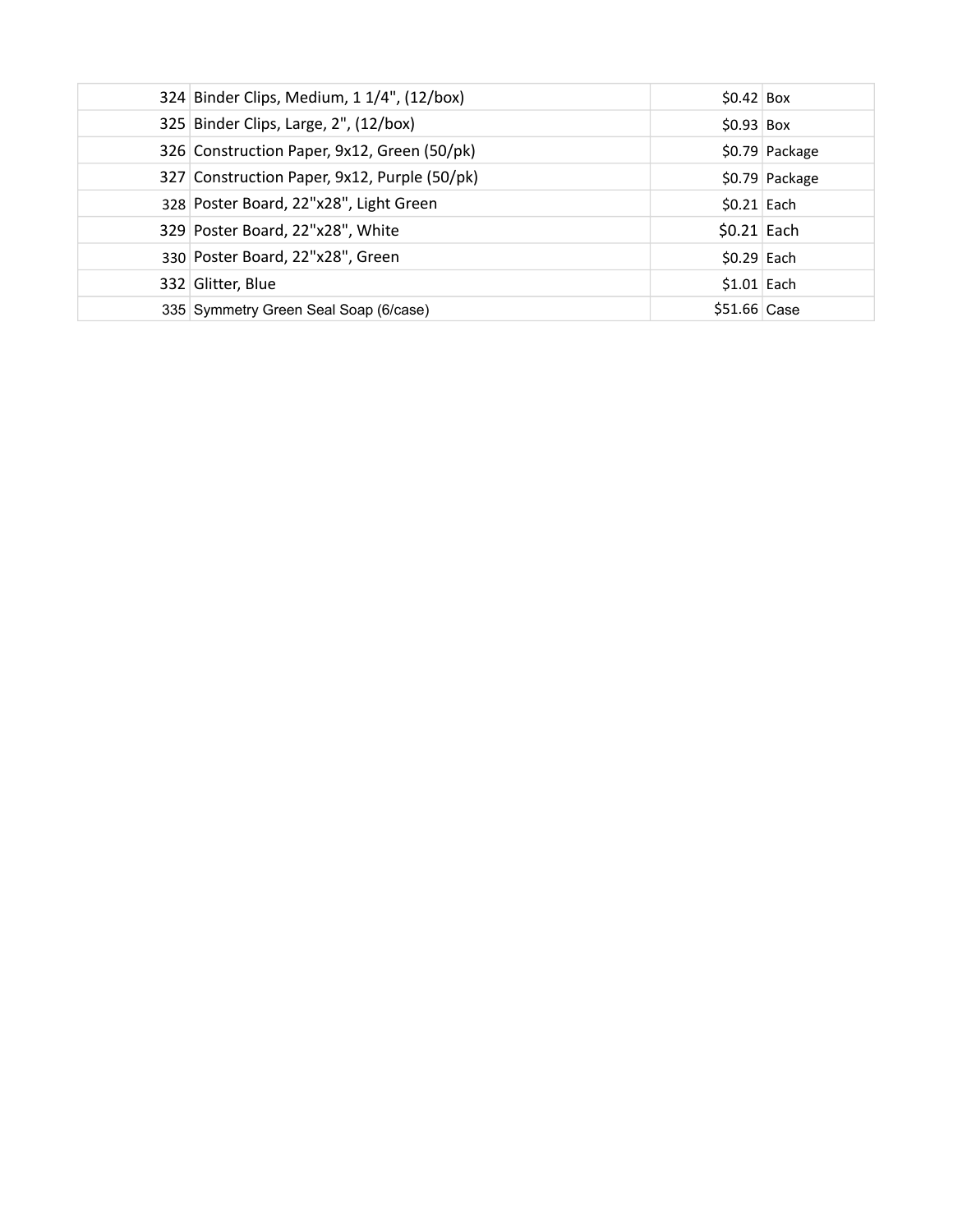| | | | |
|---|---|---|---|
| 324 | Binder Clips, Medium, 1 1/4", (12/box) | $0.42 | Box |
| 325 | Binder Clips, Large, 2", (12/box) | $0.93 | Box |
| 326 | Construction Paper, 9x12, Green (50/pk) | $0.79 | Package |
| 327 | Construction Paper, 9x12, Purple (50/pk) | $0.79 | Package |
| 328 | Poster Board, 22"x28", Light Green | $0.21 | Each |
| 329 | Poster Board, 22"x28", White | $0.21 | Each |
| 330 | Poster Board, 22"x28", Green | $0.29 | Each |
| 332 | Glitter, Blue | $1.01 | Each |
| 335 | Symmetry Green Seal Soap (6/case) | $51.66 | Case |